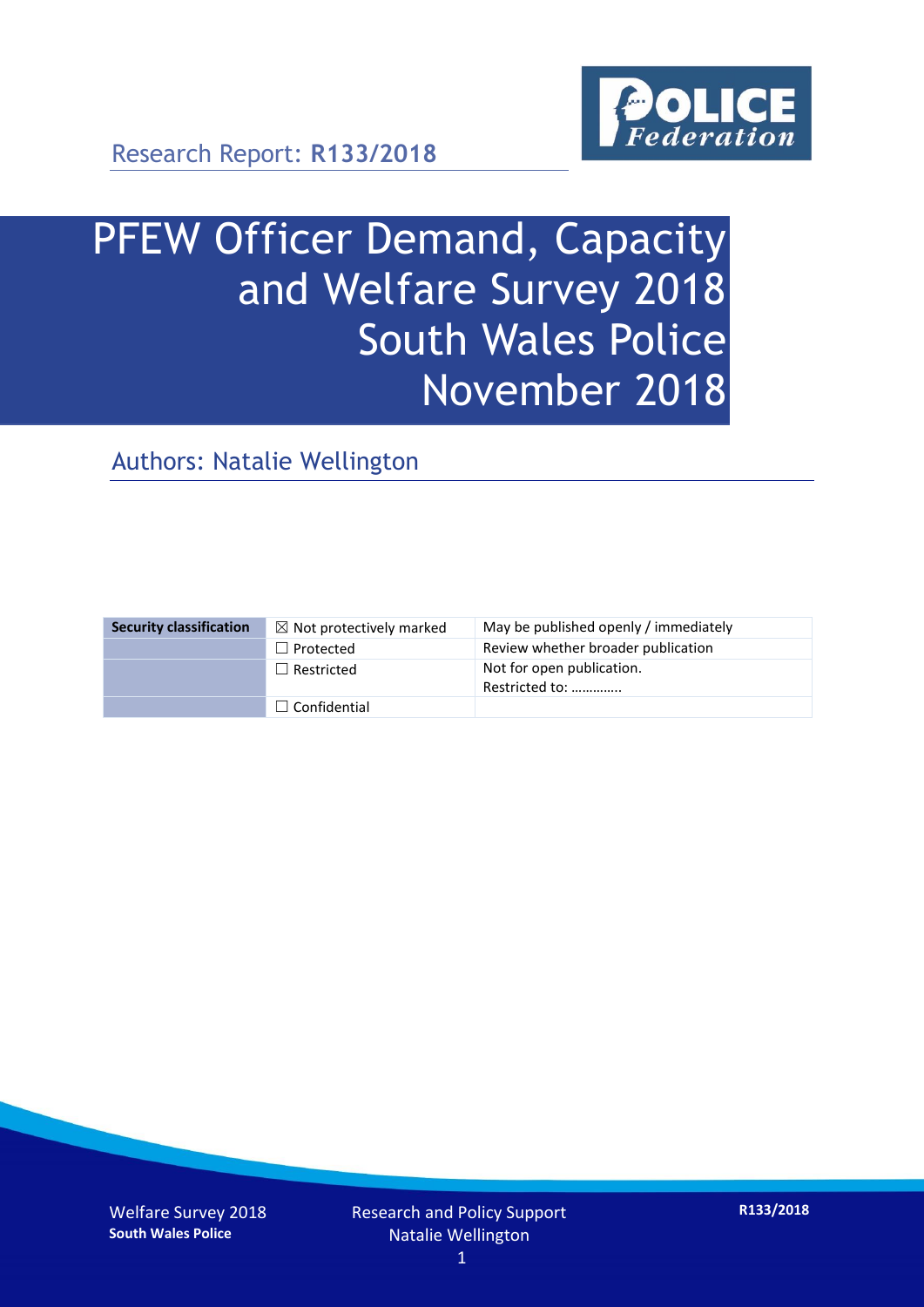Research Report: **R133/2018**

# PFEW Officer Demand, Capacity and Welfare Survey 2018 South Wales Police November 2018

## Authors: Natalie Wellington

| Security classification | ☒ Not protectively marked | May be published openly / immediately |
|---|---|---|
| | ☐ Protected | Review whether broader publication |
| | ☐ Restricted | Not for open publication. Restricted to: ………….. |
| | ☐ Confidential | |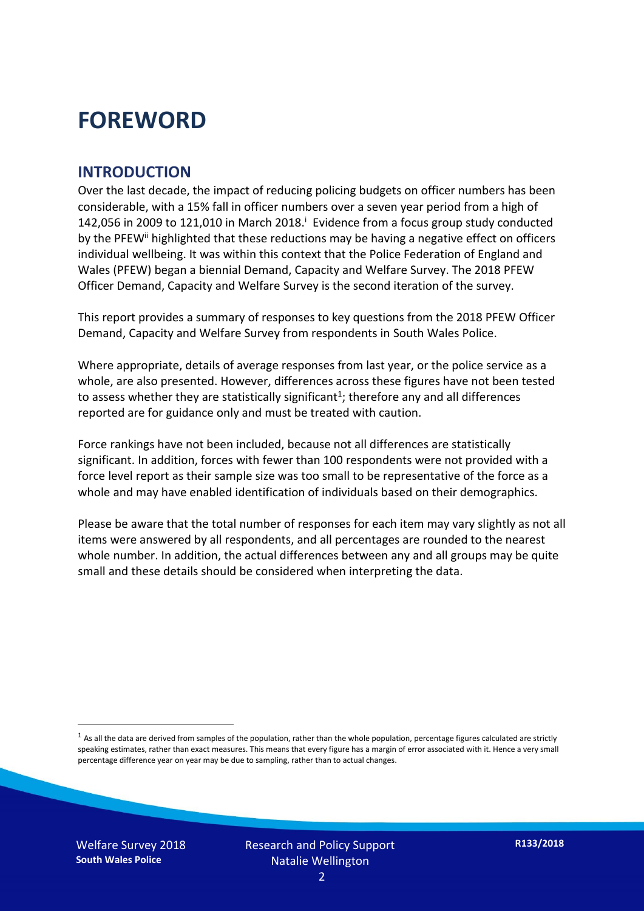# FOREWORD

## INTRODUCTION

Over the last decade, the impact of reducing policing budgets on officer numbers has been considerable, with a 15% fall in officer numbers over a seven year period from a high of 142,056 in 2009 to 121,010 in March 2018.[i] Evidence from a focus group study conducted by the PFEW[ii] highlighted that these reductions may be having a negative effect on officers individual wellbeing. It was within this context that the Police Federation of England and Wales (PFEW) began a biennial Demand, Capacity and Welfare Survey. The 2018 PFEW Officer Demand, Capacity and Welfare Survey is the second iteration of the survey.

This report provides a summary of responses to key questions from the 2018 PFEW Officer Demand, Capacity and Welfare Survey from respondents in South Wales Police.

Where appropriate, details of average responses from last year, or the police service as a whole, are also presented. However, differences across these figures have not been tested to assess whether they are statistically significant[1]; therefore any and all differences reported are for guidance only and must be treated with caution.

Force rankings have not been included, because not all differences are statistically significant. In addition, forces with fewer than 100 respondents were not provided with a force level report as their sample size was too small to be representative of the force as a whole and may have enabled identification of individuals based on their demographics.

Please be aware that the total number of responses for each item may vary slightly as not all items were answered by all respondents, and all percentages are rounded to the nearest whole number. In addition, the actual differences between any and all groups may be quite small and these details should be considered when interpreting the data.

[1] As all the data are derived from samples of the population, rather than the whole population, percentage figures calculated are strictly speaking estimates, rather than exact measures. This means that every figure has a margin of error associated with it. Hence a very small percentage difference year on year may be due to sampling, rather than to actual changes.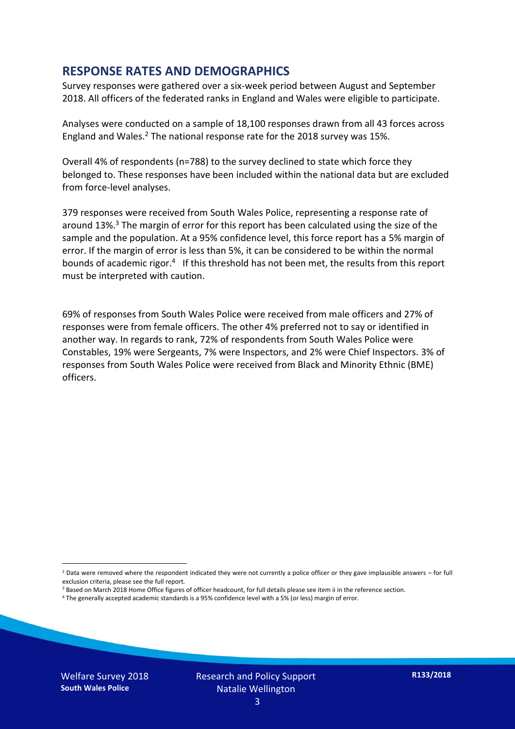## RESPONSE RATES AND DEMOGRAPHICS

Survey responses were gathered over a six-week period between August and September 2018. All officers of the federated ranks in England and Wales were eligible to participate.

Analyses were conducted on a sample of 18,100 responses drawn from all 43 forces across England and Wales.[2] The national response rate for the 2018 survey was 15%.

Overall 4% of respondents (n=788) to the survey declined to state which force they belonged to. These responses have been included within the national data but are excluded from force-level analyses.

379 responses were received from South Wales Police, representing a response rate of around 13%.[3] The margin of error for this report has been calculated using the size of the sample and the population. At a 95% confidence level, this force report has a 5% margin of error. If the margin of error is less than 5%, it can be considered to be within the normal bounds of academic rigor.[4] If this threshold has not been met, the results from this report must be interpreted with caution.

69% of responses from South Wales Police were received from male officers and 27% of responses were from female officers. The other 4% preferred not to say or identified in another way. In regards to rank, 72% of respondents from South Wales Police were Constables, 19% were Sergeants, 7% were Inspectors, and 2% were Chief Inspectors. 3% of responses from South Wales Police were received from Black and Minority Ethnic (BME) officers.

[2] Data were removed where the respondent indicated they were not currently a police officer or they gave implausible answers – for full exclusion criteria, please see the full report.

[3] Based on March 2018 Home Office figures of officer headcount, for full details please see item ii in the reference section.

[4] The generally accepted academic standards is a 95% confidence level with a 5% (or less) margin of error.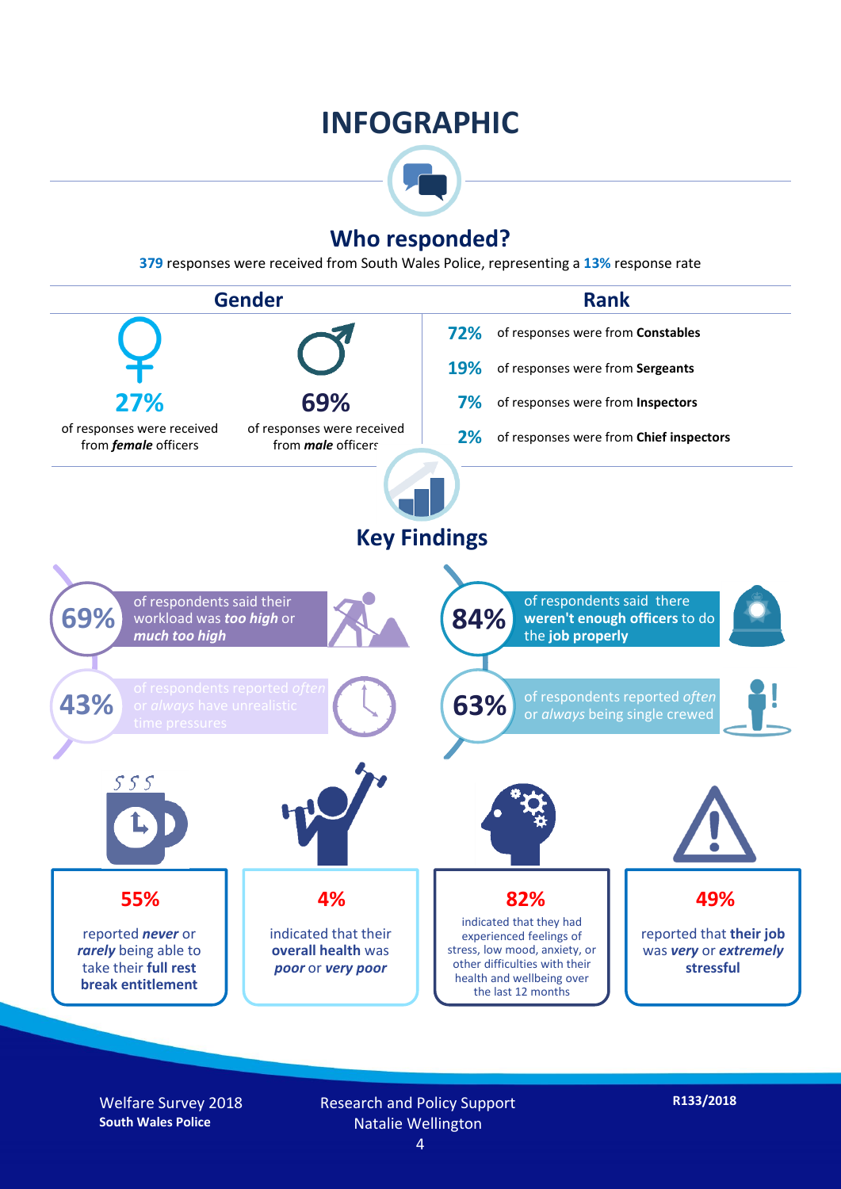# INFOGRAPHIC

## Who responded?

**379** responses were received from South Wales Police, representing a **13%** response rate

### Gender

**27%** of responses were received from ***female*** officers

**69%** of responses were received from ***male*** officers

### Rank

**72%** of responses were from **Constables**

**19%** of responses were from **Sergeants**

**7%** of responses were from **Inspectors**

**2%** of responses were from **Chief inspectors**

## Key Findings

**69%** of respondents said their workload was ***too high*** or ***much too high***

**84%** of respondents said there **weren't enough officers** to do the **job properly**

**43%** of respondents reported *often* or *always* have unrealistic time pressures

**63%** of respondents reported *often* or *always* being single crewed

**55%** reported ***never*** or ***rarely*** being able to take their **full rest break entitlement**

**4%** indicated that their **overall health** was ***poor*** or ***very poor***

**82%** indicated that they had experienced feelings of stress, low mood, anxiety, or other difficulties with their health and wellbeing over the last 12 months

**49%** reported that **their job** was ***very*** or ***extremely*** **stressful**

Welfare Survey 2018
**South Wales Police**

Research and Policy Support
Natalie Wellington

**R133/2018**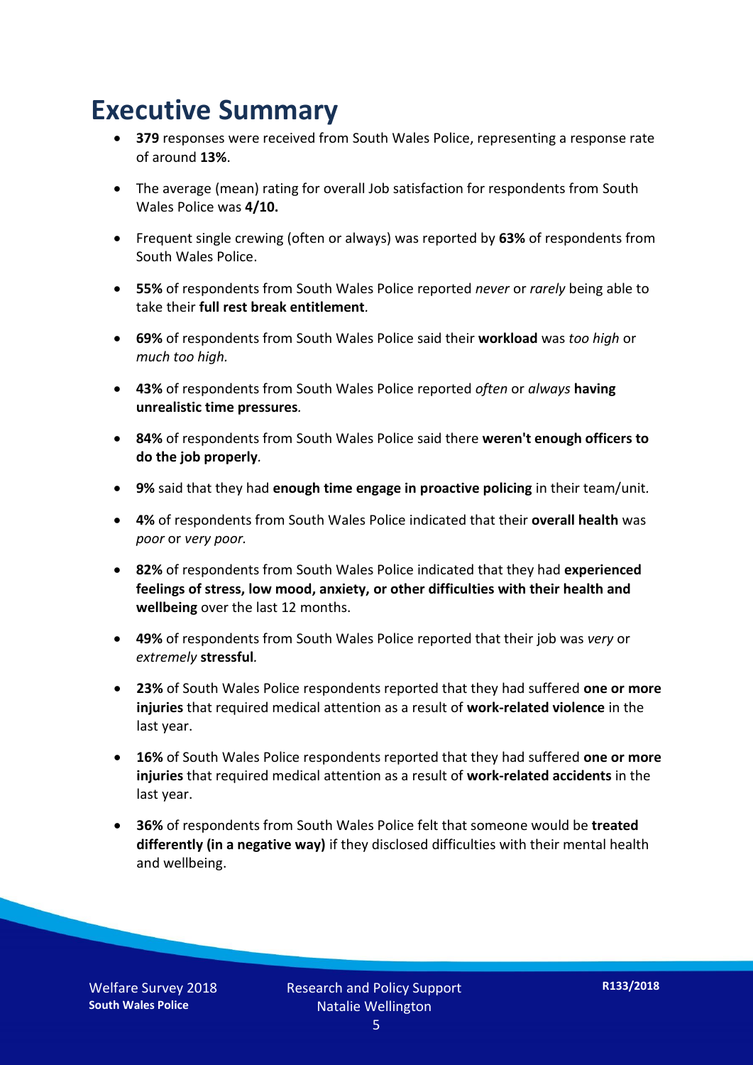# Executive Summary

- **379** responses were received from South Wales Police, representing a response rate of around **13%**.
- The average (mean) rating for overall Job satisfaction for respondents from South Wales Police was **4/10.**
- Frequent single crewing (often or always) was reported by **63%** of respondents from South Wales Police.
- **55%** of respondents from South Wales Police reported *never* or *rarely* being able to take their **full rest break entitlement**.
- **69%** of respondents from South Wales Police said their **workload** was *too high* or *much too high.*
- **43%** of respondents from South Wales Police reported *often* or *always* **having unrealistic time pressures***.*
- **84%** of respondents from South Wales Police said there **weren't enough officers to do the job properly***.*
- **9%** said that they had **enough time engage in proactive policing** in their team/unit*.*
- **4%** of respondents from South Wales Police indicated that their **overall health** was *poor* or *very poor.*
- **82%** of respondents from South Wales Police indicated that they had **experienced feelings of stress, low mood, anxiety, or other difficulties with their health and wellbeing** over the last 12 months.
- **49%** of respondents from South Wales Police reported that their job was *very* or *extremely* **stressful***.*
- **23%** of South Wales Police respondents reported that they had suffered **one or more injuries** that required medical attention as a result of **work-related violence** in the last year.
- **16%** of South Wales Police respondents reported that they had suffered **one or more injuries** that required medical attention as a result of **work-related accidents** in the last year.
- **36%** of respondents from South Wales Police felt that someone would be **treated differently (in a negative way)** if they disclosed difficulties with their mental health and wellbeing.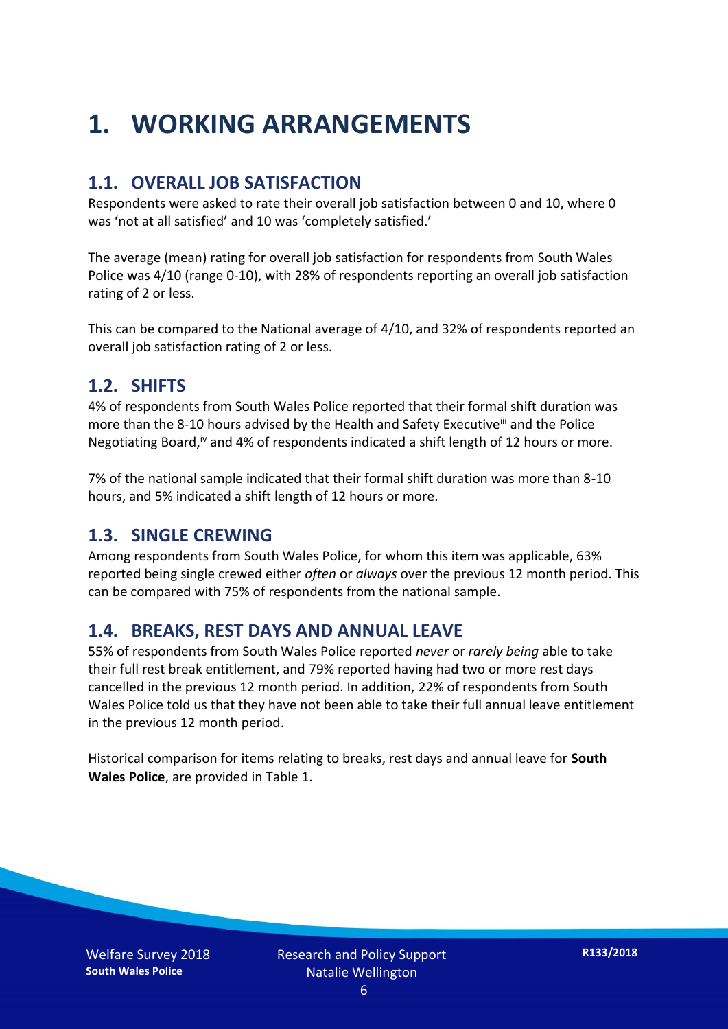# 1. WORKING ARRANGEMENTS

## 1.1. OVERALL JOB SATISFACTION

Respondents were asked to rate their overall job satisfaction between 0 and 10, where 0 was 'not at all satisfied' and 10 was 'completely satisfied.'

The average (mean) rating for overall job satisfaction for respondents from South Wales Police was 4/10 (range 0-10), with 28% of respondents reporting an overall job satisfaction rating of 2 or less.

This can be compared to the National average of 4/10, and 32% of respondents reported an overall job satisfaction rating of 2 or less.

## 1.2. SHIFTS

4% of respondents from South Wales Police reported that their formal shift duration was more than the 8-10 hours advised by the Health and Safety Executive[iii] and the Police Negotiating Board,[iv] and 4% of respondents indicated a shift length of 12 hours or more.

7% of the national sample indicated that their formal shift duration was more than 8-10 hours, and 5% indicated a shift length of 12 hours or more.

## 1.3. SINGLE CREWING

Among respondents from South Wales Police, for whom this item was applicable, 63% reported being single crewed either *often* or *always* over the previous 12 month period. This can be compared with 75% of respondents from the national sample.

## 1.4. BREAKS, REST DAYS AND ANNUAL LEAVE

55% of respondents from South Wales Police reported *never* or *rarely being* able to take their full rest break entitlement, and 79% reported having had two or more rest days cancelled in the previous 12 month period. In addition, 22% of respondents from South Wales Police told us that they have not been able to take their full annual leave entitlement in the previous 12 month period.

Historical comparison for items relating to breaks, rest days and annual leave for **South Wales Police**, are provided in Table 1.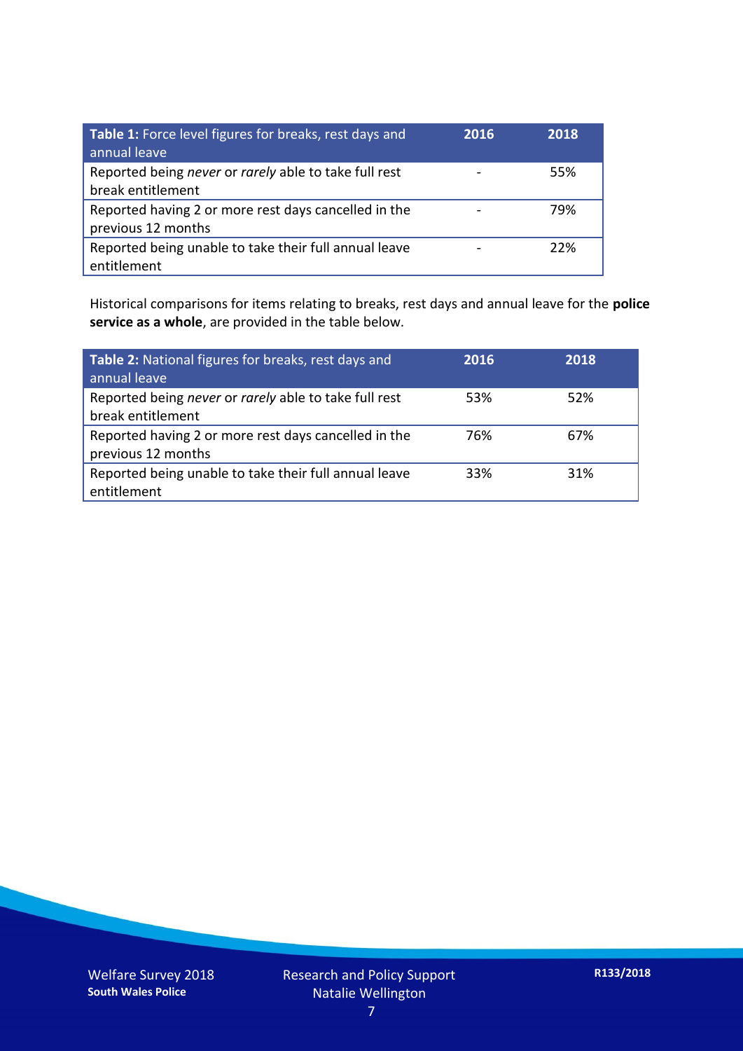| **Table 1:** Force level figures for breaks, rest days and annual leave | **2016** | **2018** |
| --- | --- | --- |
| Reported being *never* or *rarely* able to take full rest break entitlement | - | 55% |
| Reported having 2 or more rest days cancelled in the previous 12 months | - | 79% |
| Reported being unable to take their full annual leave entitlement | - | 22% |

Historical comparisons for items relating to breaks, rest days and annual leave for the **police service as a whole**, are provided in the table below.

| **Table 2:** National figures for breaks, rest days and annual leave | **2016** | **2018** |
| --- | --- | --- |
| Reported being *never* or *rarely* able to take full rest break entitlement | 53% | 52% |
| Reported having 2 or more rest days cancelled in the previous 12 months | 76% | 67% |
| Reported being unable to take their full annual leave entitlement | 33% | 31% |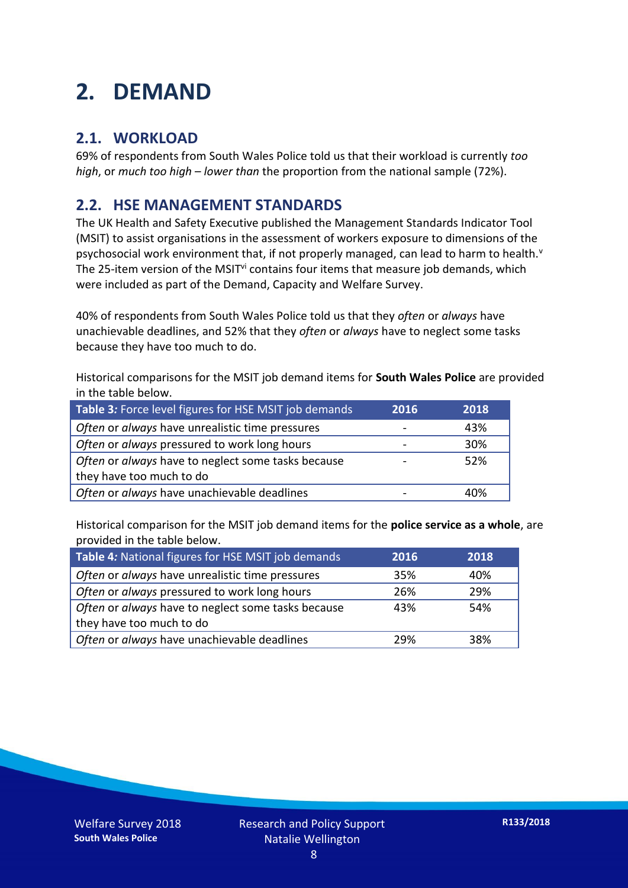# 2. DEMAND

## 2.1. WORKLOAD

69% of respondents from South Wales Police told us that their workload is currently *too high*, or *much too high* – *lower than* the proportion from the national sample (72%).

## 2.2. HSE MANAGEMENT STANDARDS

The UK Health and Safety Executive published the Management Standards Indicator Tool (MSIT) to assist organisations in the assessment of workers exposure to dimensions of the psychosocial work environment that, if not properly managed, can lead to harm to health.[v] The 25-item version of the MSIT[vi] contains four items that measure job demands, which were included as part of the Demand, Capacity and Welfare Survey.

40% of respondents from South Wales Police told us that they *often* or *always* have unachievable deadlines, and 52% that they *often* or *always* have to neglect some tasks because they have too much to do.

Historical comparisons for the MSIT job demand items for **South Wales Police** are provided in the table below.

| **Table 3***:* Force level figures for HSE MSIT job demands | 2016 | 2018 |
|---|---|---|
| *Often* or *always* have unrealistic time pressures | - | 43% |
| *Often* or *always* pressured to work long hours | - | 30% |
| *Often* or *always* have to neglect some tasks because they have too much to do | - | 52% |
| *Often* or *always* have unachievable deadlines | - | 40% |

Historical comparison for the MSIT job demand items for the **police service as a whole**, are provided in the table below.

| **Table 4***:* National figures for HSE MSIT job demands | 2016 | 2018 |
|---|---|---|
| *Often* or *always* have unrealistic time pressures | 35% | 40% |
| *Often* or *always* pressured to work long hours | 26% | 29% |
| *Often* or *always* have to neglect some tasks because they have too much to do | 43% | 54% |
| *Often* or *always* have unachievable deadlines | 29% | 38% |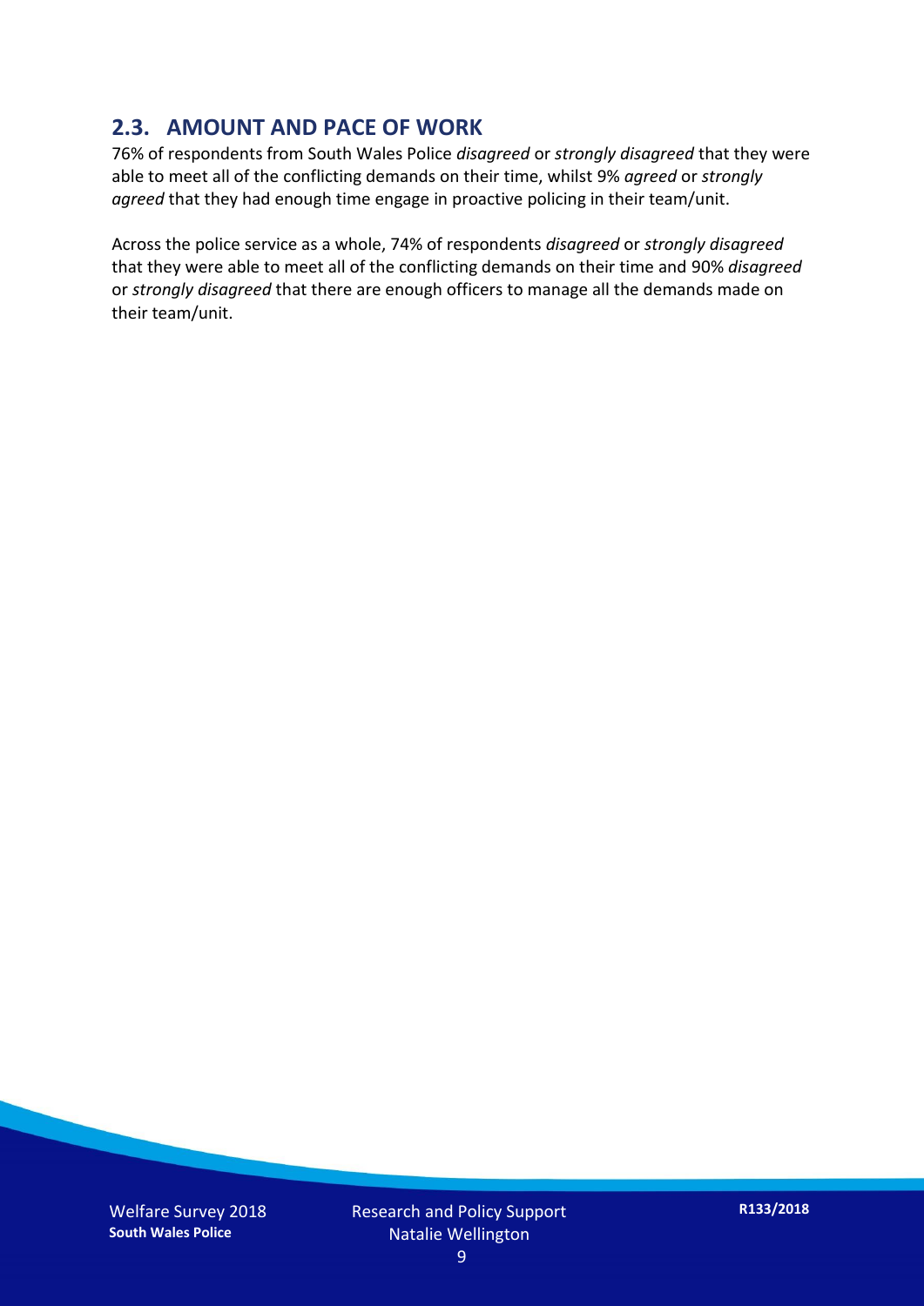## 2.3. AMOUNT AND PACE OF WORK

76% of respondents from South Wales Police *disagreed* or *strongly disagreed* that they were able to meet all of the conflicting demands on their time, whilst 9% *agreed* or *strongly agreed* that they had enough time engage in proactive policing in their team/unit.

Across the police service as a whole, 74% of respondents *disagreed* or *strongly disagreed* that they were able to meet all of the conflicting demands on their time and 90% *disagreed* or *strongly disagreed* that there are enough officers to manage all the demands made on their team/unit.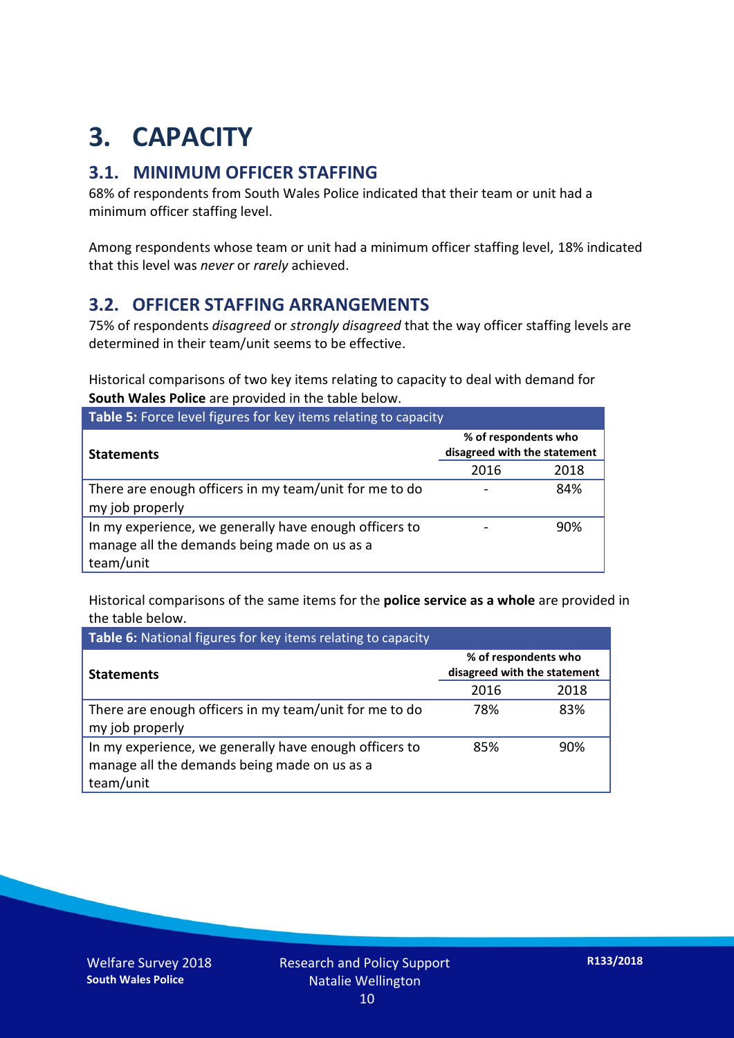# 3. CAPACITY

## 3.1. MINIMUM OFFICER STAFFING

68% of respondents from South Wales Police indicated that their team or unit had a minimum officer staffing level.

Among respondents whose team or unit had a minimum officer staffing level, 18% indicated that this level was *never* or *rarely* achieved.

## 3.2. OFFICER STAFFING ARRANGEMENTS

75% of respondents *disagreed* or *strongly disagreed* that the way officer staffing levels are determined in their team/unit seems to be effective.

Historical comparisons of two key items relating to capacity to deal with demand for **South Wales Police** are provided in the table below.

**Table 5:** Force level figures for key items relating to capacity

| Statements | % of respondents who disagreed with the statement | |
|---|---|---|
| | 2016 | 2018 |
| There are enough officers in my team/unit for me to do my job properly | - | 84% |
| In my experience, we generally have enough officers to manage all the demands being made on us as a team/unit | - | 90% |

Historical comparisons of the same items for the **police service as a whole** are provided in the table below.

**Table 6:** National figures for key items relating to capacity

| Statements | % of respondents who disagreed with the statement | |
|---|---|---|
| | 2016 | 2018 |
| There are enough officers in my team/unit for me to do my job properly | 78% | 83% |
| In my experience, we generally have enough officers to manage all the demands being made on us as a team/unit | 85% | 90% |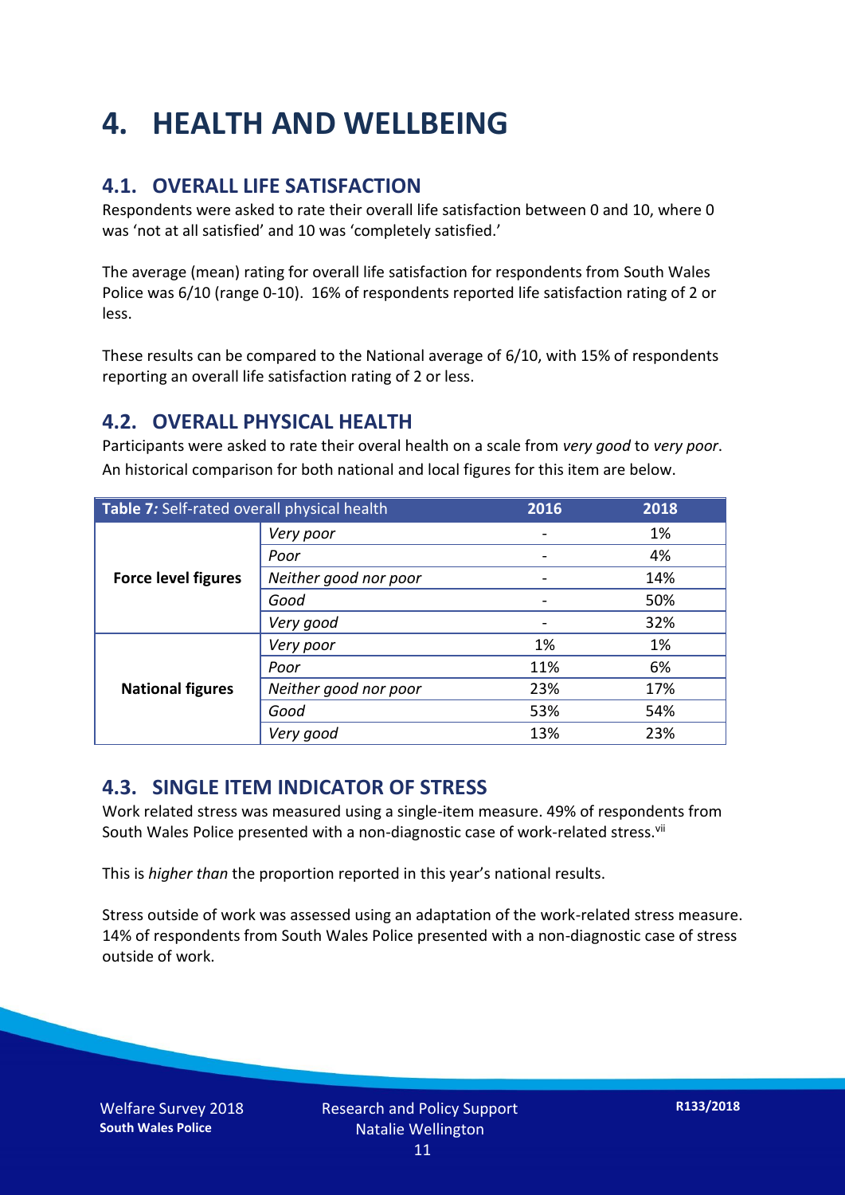# 4. HEALTH AND WELLBEING

## 4.1. OVERALL LIFE SATISFACTION

Respondents were asked to rate their overall life satisfaction between 0 and 10, where 0 was 'not at all satisfied' and 10 was 'completely satisfied.'

The average (mean) rating for overall life satisfaction for respondents from South Wales Police was 6/10 (range 0-10). 16% of respondents reported life satisfaction rating of 2 or less.

These results can be compared to the National average of 6/10, with 15% of respondents reporting an overall life satisfaction rating of 2 or less.

## 4.2. OVERALL PHYSICAL HEALTH

Participants were asked to rate their overal health on a scale from *very good* to *very poor*. An historical comparison for both national and local figures for this item are below.

| **Table 7:** Self-rated overall physical health | | 2016 | 2018 |
|---|---|---|---|
| **Force level figures** | *Very poor* | - | 1% |
| | *Poor* | - | 4% |
| | *Neither good nor poor* | - | 14% |
| | *Good* | - | 50% |
| | *Very good* | - | 32% |
| **National figures** | *Very poor* | 1% | 1% |
| | *Poor* | 11% | 6% |
| | *Neither good nor poor* | 23% | 17% |
| | *Good* | 53% | 54% |
| | *Very good* | 13% | 23% |

## 4.3. SINGLE ITEM INDICATOR OF STRESS

Work related stress was measured using a single-item measure. 49% of respondents from South Wales Police presented with a non-diagnostic case of work-related stress.[vii]

This is *higher than* the proportion reported in this year's national results.

Stress outside of work was assessed using an adaptation of the work-related stress measure. 14% of respondents from South Wales Police presented with a non-diagnostic case of stress outside of work.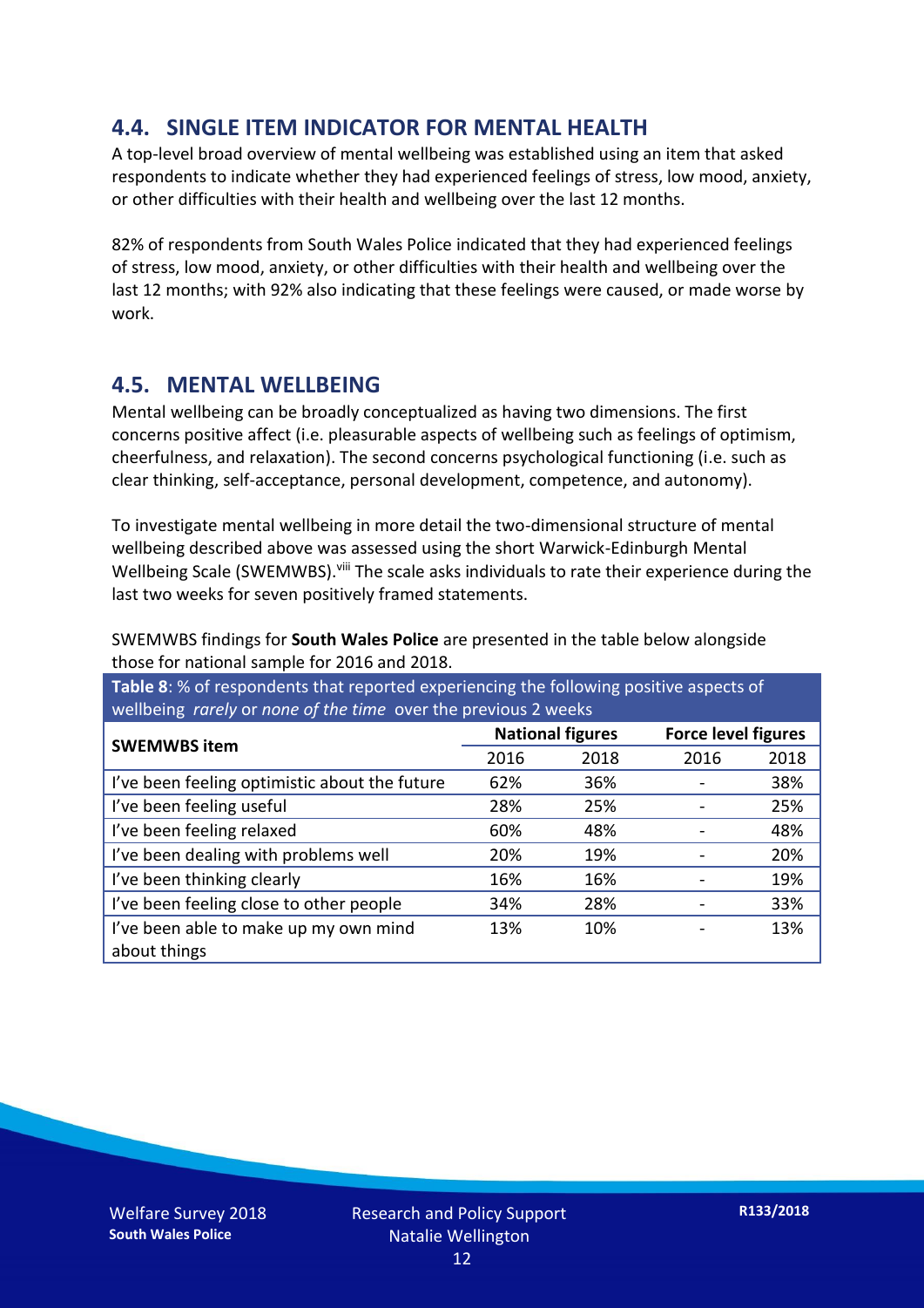## 4.4. SINGLE ITEM INDICATOR FOR MENTAL HEALTH

A top-level broad overview of mental wellbeing was established using an item that asked respondents to indicate whether they had experienced feelings of stress, low mood, anxiety, or other difficulties with their health and wellbeing over the last 12 months.

82% of respondents from South Wales Police indicated that they had experienced feelings of stress, low mood, anxiety, or other difficulties with their health and wellbeing over the last 12 months; with 92% also indicating that these feelings were caused, or made worse by work.

## 4.5. MENTAL WELLBEING

Mental wellbeing can be broadly conceptualized as having two dimensions. The first concerns positive affect (i.e. pleasurable aspects of wellbeing such as feelings of optimism, cheerfulness, and relaxation). The second concerns psychological functioning (i.e. such as clear thinking, self-acceptance, personal development, competence, and autonomy).

To investigate mental wellbeing in more detail the two-dimensional structure of mental wellbeing described above was assessed using the short Warwick-Edinburgh Mental Wellbeing Scale (SWEMWBS).[viii] The scale asks individuals to rate their experience during the last two weeks for seven positively framed statements.

SWEMWBS findings for **South Wales Police** are presented in the table below alongside those for national sample for 2016 and 2018.

**Table 8**: % of respondents that reported experiencing the following positive aspects of wellbeing *rarely* or *none of the time* over the previous 2 weeks

| SWEMWBS item | National figures | | Force level figures | |
|---|---|---|---|---|
| | 2016 | 2018 | 2016 | 2018 |
| I've been feeling optimistic about the future | 62% | 36% | - | 38% |
| I've been feeling useful | 28% | 25% | - | 25% |
| I've been feeling relaxed | 60% | 48% | - | 48% |
| I've been dealing with problems well | 20% | 19% | - | 20% |
| I've been thinking clearly | 16% | 16% | - | 19% |
| I've been feeling close to other people | 34% | 28% | - | 33% |
| I've been able to make up my own mind about things | 13% | 10% | - | 13% |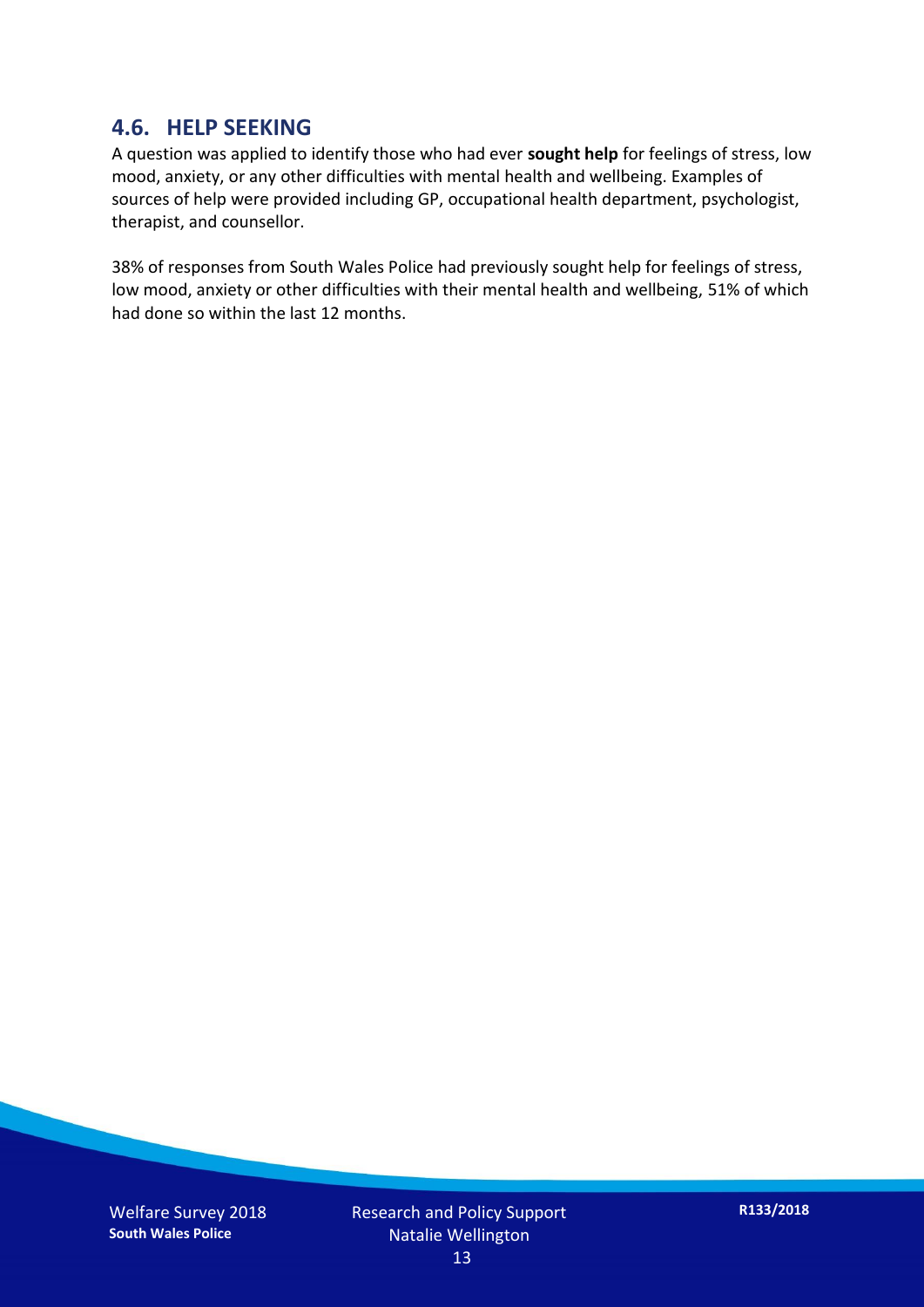## 4.6. HELP SEEKING

A question was applied to identify those who had ever **sought help** for feelings of stress, low mood, anxiety, or any other difficulties with mental health and wellbeing. Examples of sources of help were provided including GP, occupational health department, psychologist, therapist, and counsellor.

38% of responses from South Wales Police had previously sought help for feelings of stress, low mood, anxiety or other difficulties with their mental health and wellbeing, 51% of which had done so within the last 12 months.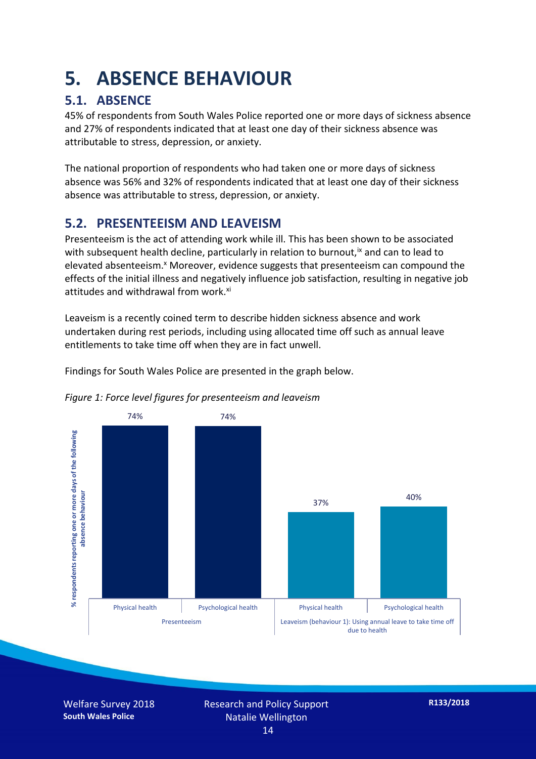# 5. ABSENCE BEHAVIOUR

## 5.1. ABSENCE

45% of respondents from South Wales Police reported one or more days of sickness absence and 27% of respondents indicated that at least one day of their sickness absence was attributable to stress, depression, or anxiety.

The national proportion of respondents who had taken one or more days of sickness absence was 56% and 32% of respondents indicated that at least one day of their sickness absence was attributable to stress, depression, or anxiety.

## 5.2. PRESENTEEISM AND LEAVEISM

Presenteeism is the act of attending work while ill. This has been shown to be associated with subsequent health decline, particularly in relation to burnout,[ix] and can to lead to elevated absenteeism.[x] Moreover, evidence suggests that presenteeism can compound the effects of the initial illness and negatively influence job satisfaction, resulting in negative job attitudes and withdrawal from work.[xi]

Leaveism is a recently coined term to describe hidden sickness absence and work undertaken during rest periods, including using allocated time off such as annual leave entitlements to take time off when they are in fact unwell.

Findings for South Wales Police are presented in the graph below.

*Figure 1: Force level figures for presenteeism and leaveism*

| % respondents reporting one or more days of the following absence behaviour | Physical health | Psychological health |
| --- | --- | --- |
| Presenteeism | 74% | 74% |
| Leaveism (behaviour 1): Using annual leave to take time off due to health | 37% | 40% |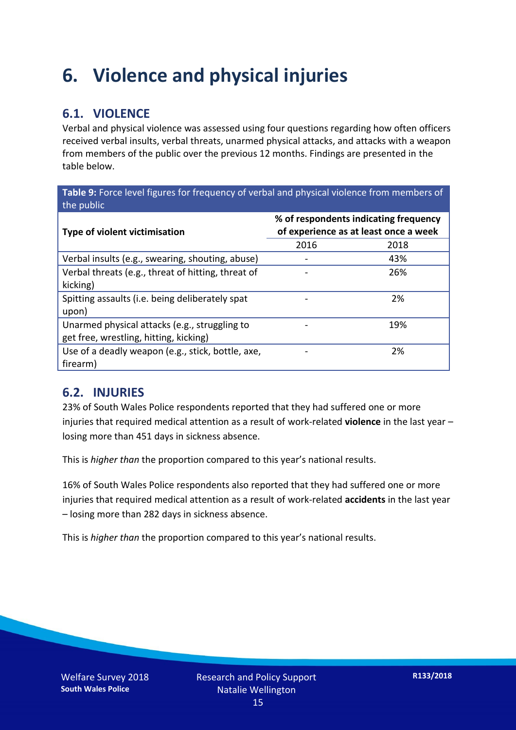# 6. Violence and physical injuries

## 6.1. VIOLENCE

Verbal and physical violence was assessed using four questions regarding how often officers received verbal insults, verbal threats, unarmed physical attacks, and attacks with a weapon from members of the public over the previous 12 months. Findings are presented in the table below.

**Table 9:** Force level figures for frequency of verbal and physical violence from members of the public

| Type of violent victimisation | % of respondents indicating frequency of experience as at least once a week | |
|---|---|---|
| | 2016 | 2018 |
| Verbal insults (e.g., swearing, shouting, abuse) | - | 43% |
| Verbal threats (e.g., threat of hitting, threat of kicking) | - | 26% |
| Spitting assaults (i.e. being deliberately spat upon) | - | 2% |
| Unarmed physical attacks (e.g., struggling to get free, wrestling, hitting, kicking) | - | 19% |
| Use of a deadly weapon (e.g., stick, bottle, axe, firearm) | - | 2% |

## 6.2. INJURIES

23% of South Wales Police respondents reported that they had suffered one or more injuries that required medical attention as a result of work-related **violence** in the last year – losing more than 451 days in sickness absence.

This is *higher than* the proportion compared to this year's national results.

16% of South Wales Police respondents also reported that they had suffered one or more injuries that required medical attention as a result of work-related **accidents** in the last year – losing more than 282 days in sickness absence.

This is *higher than* the proportion compared to this year's national results.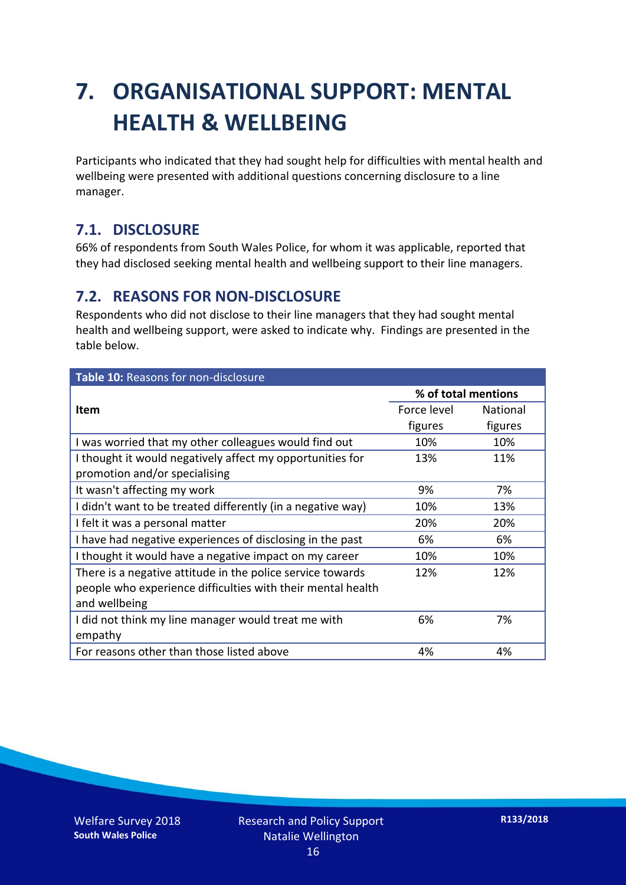# 7. ORGANISATIONAL SUPPORT: MENTAL HEALTH & WELLBEING

Participants who indicated that they had sought help for difficulties with mental health and wellbeing were presented with additional questions concerning disclosure to a line manager.

## 7.1. DISCLOSURE

66% of respondents from South Wales Police, for whom it was applicable, reported that they had disclosed seeking mental health and wellbeing support to their line managers.

## 7.2. REASONS FOR NON-DISCLOSURE

Respondents who did not disclose to their line managers that they had sought mental health and wellbeing support, were asked to indicate why. Findings are presented in the table below.

**Table 10:** Reasons for non-disclosure

| Item | % of total mentions | |
|---|---|---|
| | Force level figures | National figures |
| I was worried that my other colleagues would find out | 10% | 10% |
| I thought it would negatively affect my opportunities for promotion and/or specialising | 13% | 11% |
| It wasn't affecting my work | 9% | 7% |
| I didn't want to be treated differently (in a negative way) | 10% | 13% |
| I felt it was a personal matter | 20% | 20% |
| I have had negative experiences of disclosing in the past | 6% | 6% |
| I thought it would have a negative impact on my career | 10% | 10% |
| There is a negative attitude in the police service towards people who experience difficulties with their mental health and wellbeing | 12% | 12% |
| I did not think my line manager would treat me with empathy | 6% | 7% |
| For reasons other than those listed above | 4% | 4% |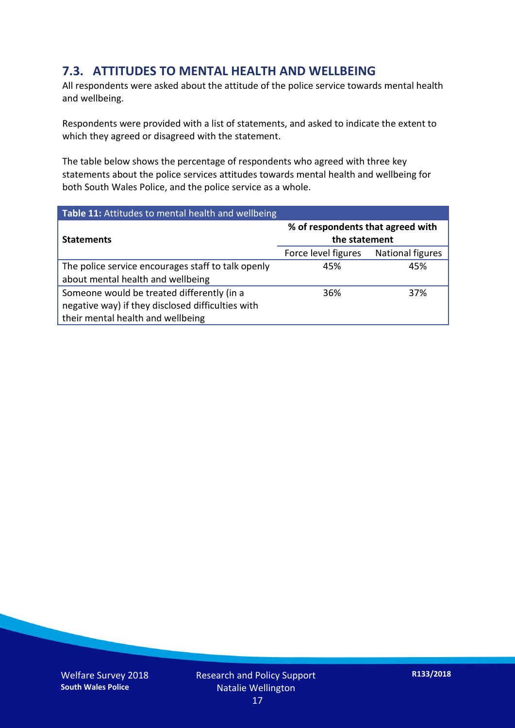## 7.3. ATTITUDES TO MENTAL HEALTH AND WELLBEING

All respondents were asked about the attitude of the police service towards mental health and wellbeing.

Respondents were provided with a list of statements, and asked to indicate the extent to which they agreed or disagreed with the statement.

The table below shows the percentage of respondents who agreed with three key statements about the police services attitudes towards mental health and wellbeing for both South Wales Police, and the police service as a whole.

**Table 11:** Attitudes to mental health and wellbeing

| Statements | % of respondents that agreed with the statement | |
|---|---|---|
| | Force level figures | National figures |
| The police service encourages staff to talk openly about mental health and wellbeing | 45% | 45% |
| Someone would be treated differently (in a negative way) if they disclosed difficulties with their mental health and wellbeing | 36% | 37% |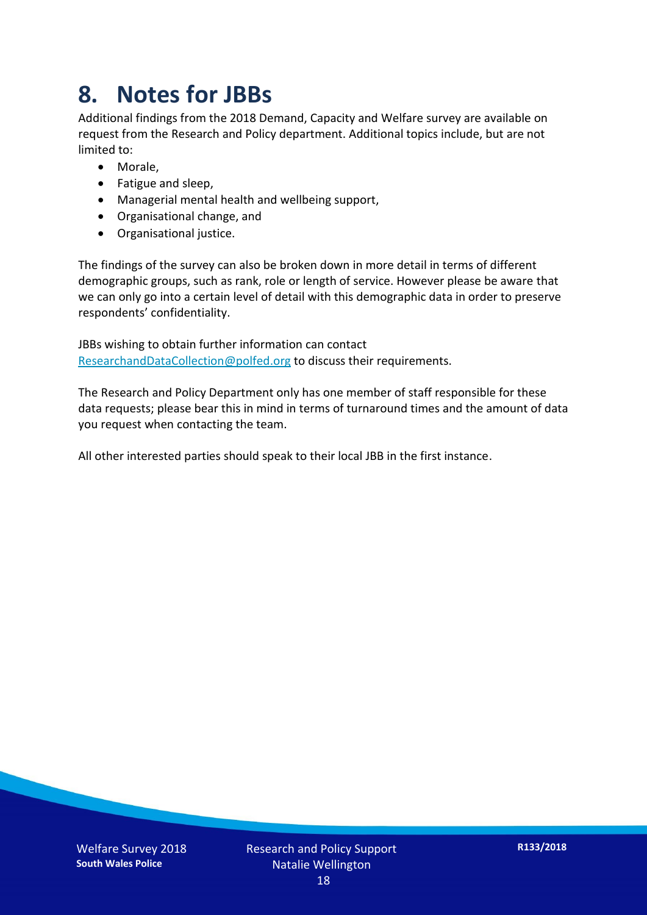# 8. Notes for JBBs

Additional findings from the 2018 Demand, Capacity and Welfare survey are available on request from the Research and Policy department. Additional topics include, but are not limited to:

- Morale,
- Fatigue and sleep,
- Managerial mental health and wellbeing support,
- Organisational change, and
- Organisational justice.

The findings of the survey can also be broken down in more detail in terms of different demographic groups, such as rank, role or length of service. However please be aware that we can only go into a certain level of detail with this demographic data in order to preserve respondents' confidentiality.

JBBs wishing to obtain further information can contact ResearchandDataCollection@polfed.org to discuss their requirements.

The Research and Policy Department only has one member of staff responsible for these data requests; please bear this in mind in terms of turnaround times and the amount of data you request when contacting the team.

All other interested parties should speak to their local JBB in the first instance.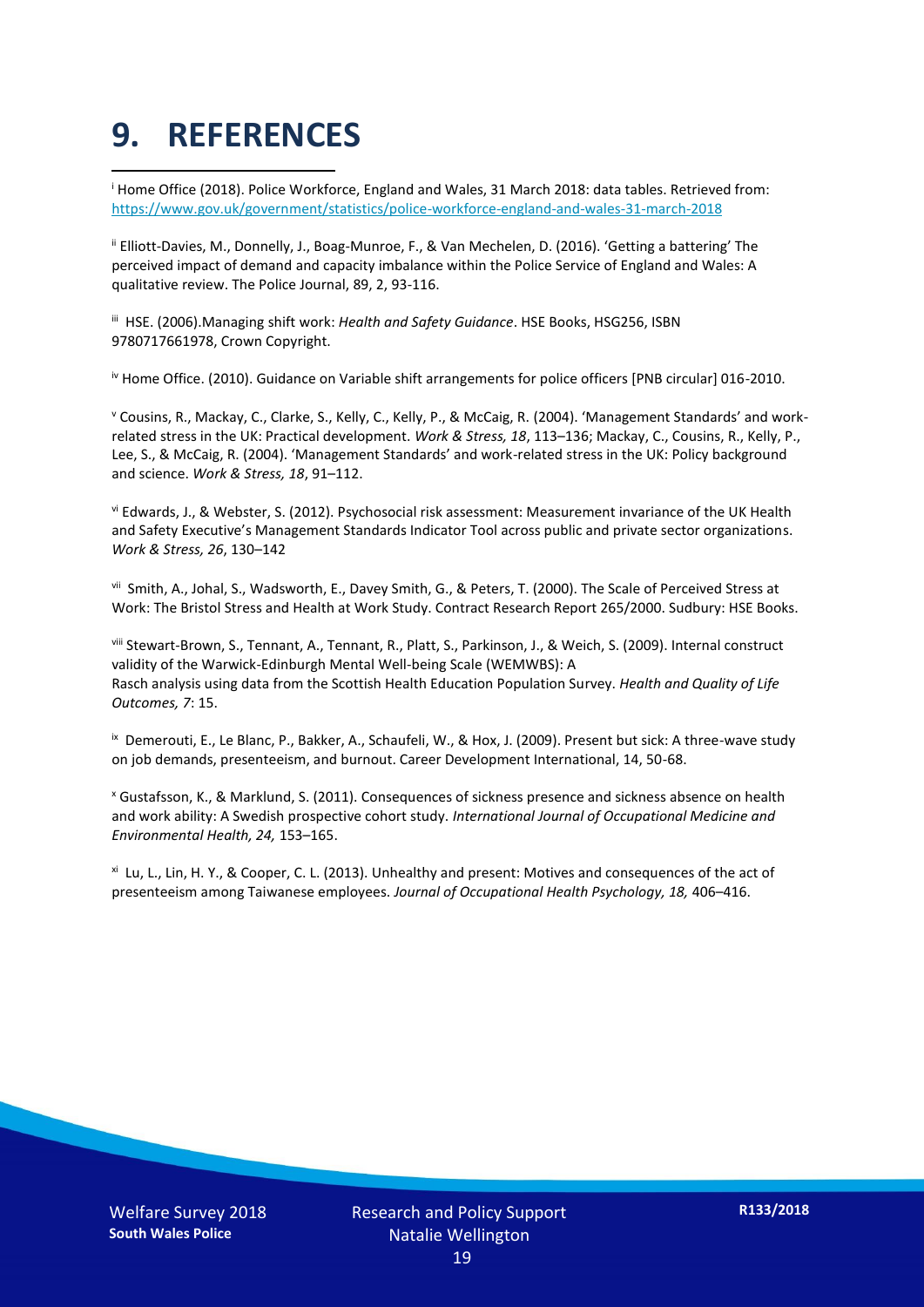# 9. REFERENCES

[i] Home Office (2018). Police Workforce, England and Wales, 31 March 2018: data tables. Retrieved from: https://www.gov.uk/government/statistics/police-workforce-england-and-wales-31-march-2018

[ii] Elliott-Davies, M., Donnelly, J., Boag-Munroe, F., & Van Mechelen, D. (2016). 'Getting a battering' The perceived impact of demand and capacity imbalance within the Police Service of England and Wales: A qualitative review. The Police Journal, 89, 2, 93-116.

[iii] HSE. (2006).Managing shift work: *Health and Safety Guidance*. HSE Books, HSG256, ISBN 9780717661978, Crown Copyright.

[iv] Home Office. (2010). Guidance on Variable shift arrangements for police officers [PNB circular] 016-2010.

[v] Cousins, R., Mackay, C., Clarke, S., Kelly, C., Kelly, P., & McCaig, R. (2004). 'Management Standards' and work-related stress in the UK: Practical development. *Work & Stress, 18*, 113–136; Mackay, C., Cousins, R., Kelly, P., Lee, S., & McCaig, R. (2004). 'Management Standards' and work-related stress in the UK: Policy background and science. *Work & Stress, 18*, 91–112.

[vi] Edwards, J., & Webster, S. (2012). Psychosocial risk assessment: Measurement invariance of the UK Health and Safety Executive's Management Standards Indicator Tool across public and private sector organizations. *Work & Stress, 26*, 130–142

[vii] Smith, A., Johal, S., Wadsworth, E., Davey Smith, G., & Peters, T. (2000). The Scale of Perceived Stress at Work: The Bristol Stress and Health at Work Study. Contract Research Report 265/2000. Sudbury: HSE Books.

[viii] Stewart-Brown, S., Tennant, A., Tennant, R., Platt, S., Parkinson, J., & Weich, S. (2009). Internal construct validity of the Warwick-Edinburgh Mental Well-being Scale (WEMWBS): A
Rasch analysis using data from the Scottish Health Education Population Survey. *Health and Quality of Life Outcomes, 7*: 15.

[ix] Demerouti, E., Le Blanc, P., Bakker, A., Schaufeli, W., & Hox, J. (2009). Present but sick: A three-wave study on job demands, presenteeism, and burnout. Career Development International, 14, 50-68.

[x] Gustafsson, K., & Marklund, S. (2011). Consequences of sickness presence and sickness absence on health and work ability: A Swedish prospective cohort study. *International Journal of Occupational Medicine and Environmental Health, 24,* 153–165.

[xi] Lu, L., Lin, H. Y., & Cooper, C. L. (2013). Unhealthy and present: Motives and consequences of the act of presenteeism among Taiwanese employees. *Journal of Occupational Health Psychology, 18,* 406–416.